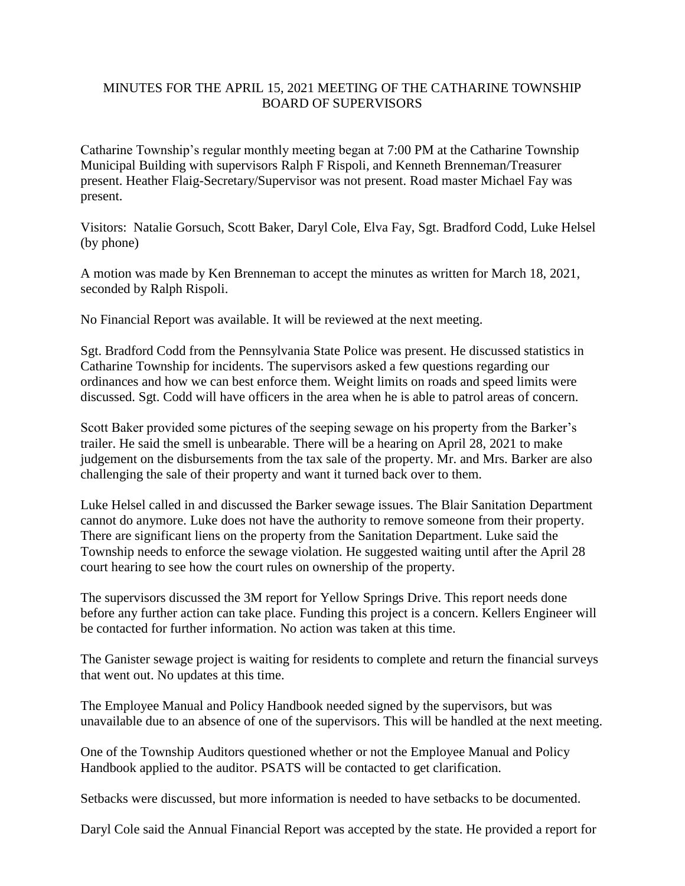# MINUTES FOR THE APRIL 15, 2021 MEETING OF THE CATHARINE TOWNSHIP BOARD OF SUPERVISORS

Catharine Township's regular monthly meeting began at 7:00 PM at the Catharine Township Municipal Building with supervisors Ralph F Rispoli, and Kenneth Brenneman/Treasurer present. Heather Flaig-Secretary/Supervisor was not present. Road master Michael Fay was present.

Visitors: Natalie Gorsuch, Scott Baker, Daryl Cole, Elva Fay, Sgt. Bradford Codd, Luke Helsel (by phone)

A motion was made by Ken Brenneman to accept the minutes as written for March 18, 2021, seconded by Ralph Rispoli.

No Financial Report was available. It will be reviewed at the next meeting.

Sgt. Bradford Codd from the Pennsylvania State Police was present. He discussed statistics in Catharine Township for incidents. The supervisors asked a few questions regarding our ordinances and how we can best enforce them. Weight limits on roads and speed limits were discussed. Sgt. Codd will have officers in the area when he is able to patrol areas of concern.

Scott Baker provided some pictures of the seeping sewage on his property from the Barker's trailer. He said the smell is unbearable. There will be a hearing on April 28, 2021 to make judgement on the disbursements from the tax sale of the property. Mr. and Mrs. Barker are also challenging the sale of their property and want it turned back over to them.

Luke Helsel called in and discussed the Barker sewage issues. The Blair Sanitation Department cannot do anymore. Luke does not have the authority to remove someone from their property. There are significant liens on the property from the Sanitation Department. Luke said the Township needs to enforce the sewage violation. He suggested waiting until after the April 28 court hearing to see how the court rules on ownership of the property.

The supervisors discussed the 3M report for Yellow Springs Drive. This report needs done before any further action can take place. Funding this project is a concern. Kellers Engineer will be contacted for further information. No action was taken at this time.

The Ganister sewage project is waiting for residents to complete and return the financial surveys that went out. No updates at this time.

The Employee Manual and Policy Handbook needed signed by the supervisors, but was unavailable due to an absence of one of the supervisors. This will be handled at the next meeting.

One of the Township Auditors questioned whether or not the Employee Manual and Policy Handbook applied to the auditor. PSATS will be contacted to get clarification.

Setbacks were discussed, but more information is needed to have setbacks to be documented.

Daryl Cole said the Annual Financial Report was accepted by the state. He provided a report for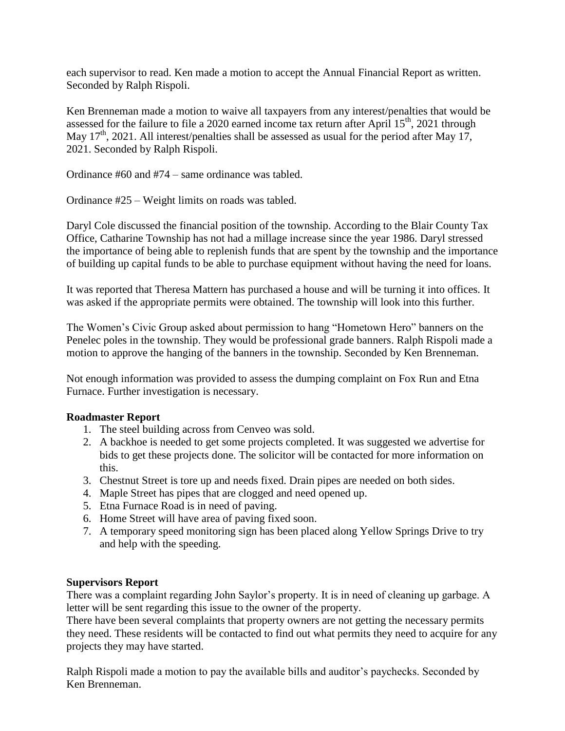each supervisor to read. Ken made a motion to accept the Annual Financial Report as written. Seconded by Ralph Rispoli.

Ken Brenneman made a motion to waive all taxpayers from any interest/penalties that would be assessed for the failure to file a 2020 earned income tax return after April 15th, 2021 through May 17th, 2021. All interest/penalties shall be assessed as usual for the period after May 17, 2021. Seconded by Ralph Rispoli.

Ordinance #60 and #74 – same ordinance was tabled.

Ordinance #25 – Weight limits on roads was tabled.

Daryl Cole discussed the financial position of the township. According to the Blair County Tax Office, Catharine Township has not had a millage increase since the year 1986. Daryl stressed the importance of being able to replenish funds that are spent by the township and the importance of building up capital funds to be able to purchase equipment without having the need for loans.

It was reported that Theresa Mattern has purchased a house and will be turning it into offices. It was asked if the appropriate permits were obtained. The township will look into this further.

The Women's Civic Group asked about permission to hang "Hometown Hero" banners on the Penelec poles in the township. They would be professional grade banners. Ralph Rispoli made a motion to approve the hanging of the banners in the township. Seconded by Ken Brenneman.

Not enough information was provided to assess the dumping complaint on Fox Run and Etna Furnace. Further investigation is necessary.

**Roadmaster Report**

1. The steel building across from Cenveo was sold.
2. A backhoe is needed to get some projects completed. It was suggested we advertise for bids to get these projects done. The solicitor will be contacted for more information on this.
3. Chestnut Street is tore up and needs fixed. Drain pipes are needed on both sides.
4. Maple Street has pipes that are clogged and need opened up.
5. Etna Furnace Road is in need of paving.
6. Home Street will have area of paving fixed soon.
7. A temporary speed monitoring sign has been placed along Yellow Springs Drive to try and help with the speeding.

**Supervisors Report**

There was a complaint regarding John Saylor's property. It is in need of cleaning up garbage. A letter will be sent regarding this issue to the owner of the property.
There have been several complaints that property owners are not getting the necessary permits they need. These residents will be contacted to find out what permits they need to acquire for any projects they may have started.

Ralph Rispoli made a motion to pay the available bills and auditor's paychecks. Seconded by Ken Brenneman.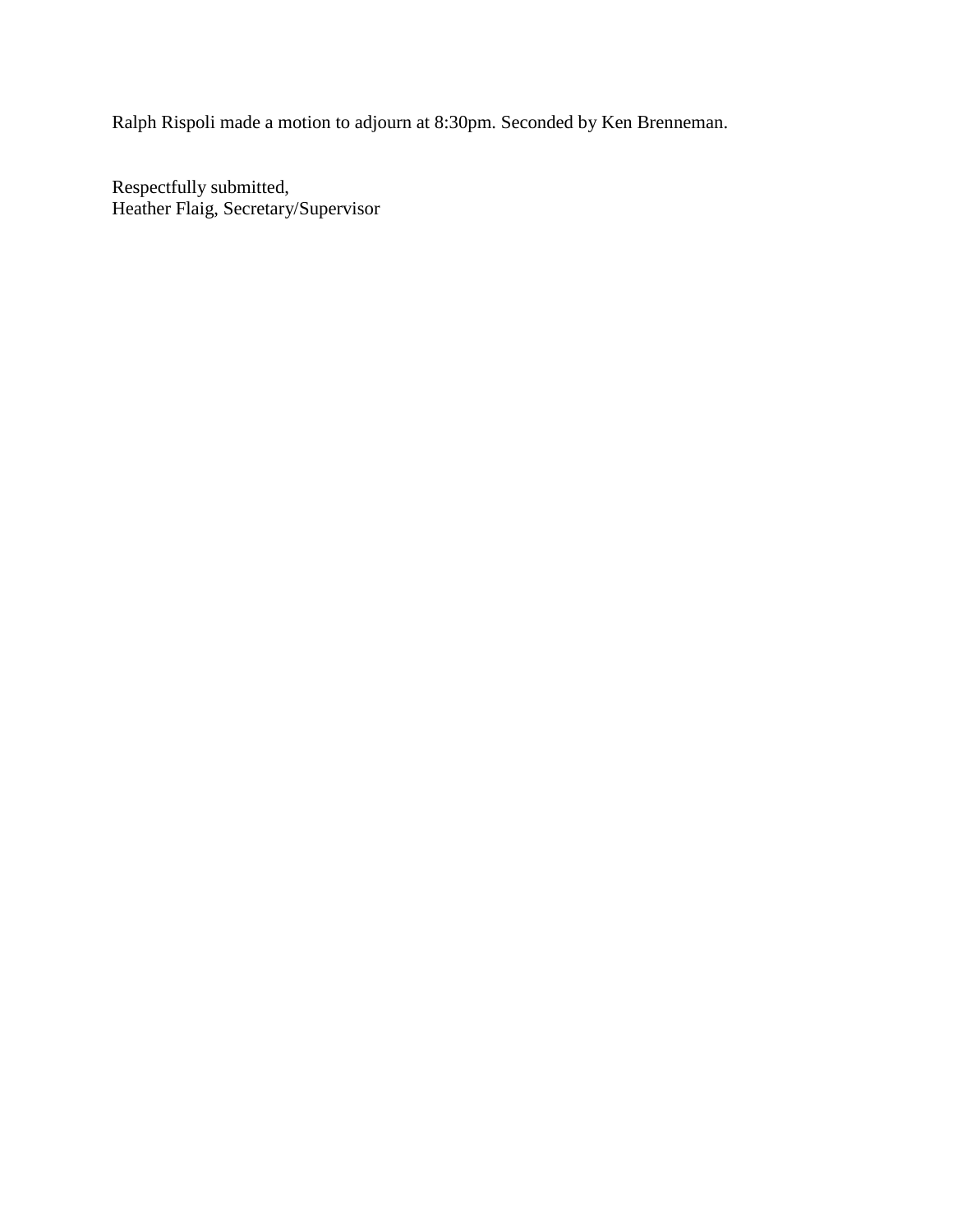Ralph Rispoli made a motion to adjourn at 8:30pm. Seconded by Ken Brenneman.

Respectfully submitted,
Heather Flaig, Secretary/Supervisor